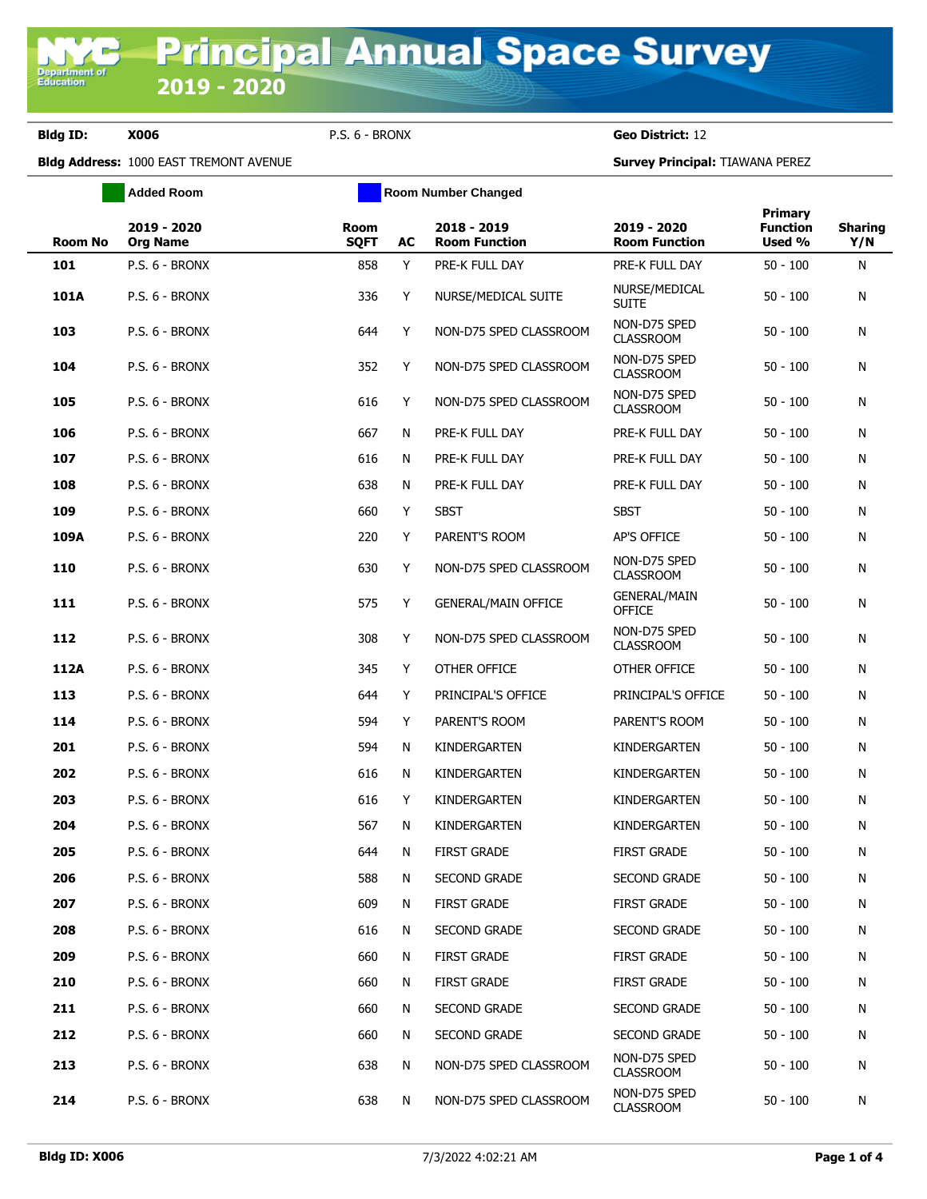# Principal Annual Space Survey 2019 - 2020

**Bldg ID:** **X006** P.S. 6 - BRONX **Geo District:** 12

**Bldg Address:** 1000 EAST TREMONT AVENUE **Survey Principal:** TIAWANA PEREZ

Added Room | Room Number Changed

| Room No | 2019 - 2020 Org Name | Room SQFT | AC | 2018 - 2019 Room Function | 2019 - 2020 Room Function | Primary Function Used % | Sharing Y/N |
|---|---|---|---|---|---|---|---|
| 101 | P.S. 6 - BRONX | 858 | Y | PRE-K FULL DAY | PRE-K FULL DAY | 50 - 100 | N |
| 101A | P.S. 6 - BRONX | 336 | Y | NURSE/MEDICAL SUITE | NURSE/MEDICAL SUITE | 50 - 100 | N |
| 103 | P.S. 6 - BRONX | 644 | Y | NON-D75 SPED CLASSROOM | NON-D75 SPED CLASSROOM | 50 - 100 | N |
| 104 | P.S. 6 - BRONX | 352 | Y | NON-D75 SPED CLASSROOM | NON-D75 SPED CLASSROOM | 50 - 100 | N |
| 105 | P.S. 6 - BRONX | 616 | Y | NON-D75 SPED CLASSROOM | NON-D75 SPED CLASSROOM | 50 - 100 | N |
| 106 | P.S. 6 - BRONX | 667 | N | PRE-K FULL DAY | PRE-K FULL DAY | 50 - 100 | N |
| 107 | P.S. 6 - BRONX | 616 | N | PRE-K FULL DAY | PRE-K FULL DAY | 50 - 100 | N |
| 108 | P.S. 6 - BRONX | 638 | N | PRE-K FULL DAY | PRE-K FULL DAY | 50 - 100 | N |
| 109 | P.S. 6 - BRONX | 660 | Y | SBST | SBST | 50 - 100 | N |
| 109A | P.S. 6 - BRONX | 220 | Y | PARENT'S ROOM | AP'S OFFICE | 50 - 100 | N |
| 110 | P.S. 6 - BRONX | 630 | Y | NON-D75 SPED CLASSROOM | NON-D75 SPED CLASSROOM | 50 - 100 | N |
| 111 | P.S. 6 - BRONX | 575 | Y | GENERAL/MAIN OFFICE | GENERAL/MAIN OFFICE | 50 - 100 | N |
| 112 | P.S. 6 - BRONX | 308 | Y | NON-D75 SPED CLASSROOM | NON-D75 SPED CLASSROOM | 50 - 100 | N |
| 112A | P.S. 6 - BRONX | 345 | Y | OTHER OFFICE | OTHER OFFICE | 50 - 100 | N |
| 113 | P.S. 6 - BRONX | 644 | Y | PRINCIPAL'S OFFICE | PRINCIPAL'S OFFICE | 50 - 100 | N |
| 114 | P.S. 6 - BRONX | 594 | Y | PARENT'S ROOM | PARENT'S ROOM | 50 - 100 | N |
| 201 | P.S. 6 - BRONX | 594 | N | KINDERGARTEN | KINDERGARTEN | 50 - 100 | N |
| 202 | P.S. 6 - BRONX | 616 | N | KINDERGARTEN | KINDERGARTEN | 50 - 100 | N |
| 203 | P.S. 6 - BRONX | 616 | Y | KINDERGARTEN | KINDERGARTEN | 50 - 100 | N |
| 204 | P.S. 6 - BRONX | 567 | N | KINDERGARTEN | KINDERGARTEN | 50 - 100 | N |
| 205 | P.S. 6 - BRONX | 644 | N | FIRST GRADE | FIRST GRADE | 50 - 100 | N |
| 206 | P.S. 6 - BRONX | 588 | N | SECOND GRADE | SECOND GRADE | 50 - 100 | N |
| 207 | P.S. 6 - BRONX | 609 | N | FIRST GRADE | FIRST GRADE | 50 - 100 | N |
| 208 | P.S. 6 - BRONX | 616 | N | SECOND GRADE | SECOND GRADE | 50 - 100 | N |
| 209 | P.S. 6 - BRONX | 660 | N | FIRST GRADE | FIRST GRADE | 50 - 100 | N |
| 210 | P.S. 6 - BRONX | 660 | N | FIRST GRADE | FIRST GRADE | 50 - 100 | N |
| 211 | P.S. 6 - BRONX | 660 | N | SECOND GRADE | SECOND GRADE | 50 - 100 | N |
| 212 | P.S. 6 - BRONX | 660 | N | SECOND GRADE | SECOND GRADE | 50 - 100 | N |
| 213 | P.S. 6 - BRONX | 638 | N | NON-D75 SPED CLASSROOM | NON-D75 SPED CLASSROOM | 50 - 100 | N |
| 214 | P.S. 6 - BRONX | 638 | N | NON-D75 SPED CLASSROOM | NON-D75 SPED CLASSROOM | 50 - 100 | N |

**Bldg ID: X006** 7/3/2022 4:02:21 AM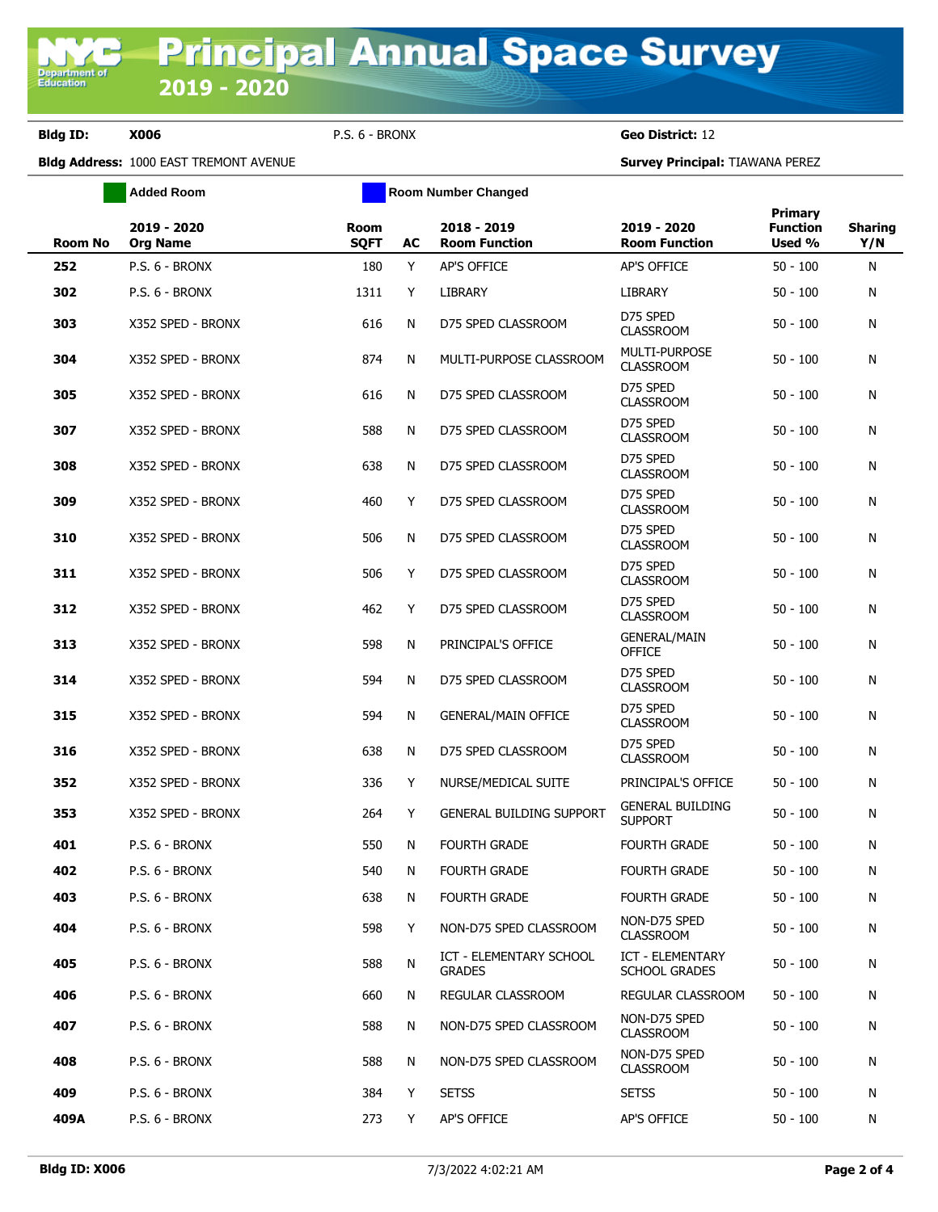# Principal Annual Space Survey 2019 - 2020

**Bldg ID:** **X006** P.S. 6 - BRONX **Geo District:** 12

**Bldg Address:** 1000 EAST TREMONT AVENUE **Survey Principal:** TIAWANA PEREZ

Added Room | Room Number Changed

| Room No | 2019 - 2020 Org Name | Room SQFT | AC | 2018 - 2019 Room Function | 2019 - 2020 Room Function | Primary Function Used % | Sharing Y/N |
|---|---|---|---|---|---|---|---|
| 252 | P.S. 6 - BRONX | 180 | Y | AP'S OFFICE | AP'S OFFICE | 50 - 100 | N |
| 302 | P.S. 6 - BRONX | 1311 | Y | LIBRARY | LIBRARY | 50 - 100 | N |
| 303 | X352 SPED - BRONX | 616 | N | D75 SPED CLASSROOM | D75 SPED CLASSROOM | 50 - 100 | N |
| 304 | X352 SPED - BRONX | 874 | N | MULTI-PURPOSE CLASSROOM | MULTI-PURPOSE CLASSROOM | 50 - 100 | N |
| 305 | X352 SPED - BRONX | 616 | N | D75 SPED CLASSROOM | D75 SPED CLASSROOM | 50 - 100 | N |
| 307 | X352 SPED - BRONX | 588 | N | D75 SPED CLASSROOM | D75 SPED CLASSROOM | 50 - 100 | N |
| 308 | X352 SPED - BRONX | 638 | N | D75 SPED CLASSROOM | D75 SPED CLASSROOM | 50 - 100 | N |
| 309 | X352 SPED - BRONX | 460 | Y | D75 SPED CLASSROOM | D75 SPED CLASSROOM | 50 - 100 | N |
| 310 | X352 SPED - BRONX | 506 | N | D75 SPED CLASSROOM | D75 SPED CLASSROOM | 50 - 100 | N |
| 311 | X352 SPED - BRONX | 506 | Y | D75 SPED CLASSROOM | D75 SPED CLASSROOM | 50 - 100 | N |
| 312 | X352 SPED - BRONX | 462 | Y | D75 SPED CLASSROOM | D75 SPED CLASSROOM | 50 - 100 | N |
| 313 | X352 SPED - BRONX | 598 | N | PRINCIPAL'S OFFICE | GENERAL/MAIN OFFICE | 50 - 100 | N |
| 314 | X352 SPED - BRONX | 594 | N | D75 SPED CLASSROOM | D75 SPED CLASSROOM | 50 - 100 | N |
| 315 | X352 SPED - BRONX | 594 | N | GENERAL/MAIN OFFICE | D75 SPED CLASSROOM | 50 - 100 | N |
| 316 | X352 SPED - BRONX | 638 | N | D75 SPED CLASSROOM | D75 SPED CLASSROOM | 50 - 100 | N |
| 352 | X352 SPED - BRONX | 336 | Y | NURSE/MEDICAL SUITE | PRINCIPAL'S OFFICE | 50 - 100 | N |
| 353 | X352 SPED - BRONX | 264 | Y | GENERAL BUILDING SUPPORT | GENERAL BUILDING SUPPORT | 50 - 100 | N |
| 401 | P.S. 6 - BRONX | 550 | N | FOURTH GRADE | FOURTH GRADE | 50 - 100 | N |
| 402 | P.S. 6 - BRONX | 540 | N | FOURTH GRADE | FOURTH GRADE | 50 - 100 | N |
| 403 | P.S. 6 - BRONX | 638 | N | FOURTH GRADE | FOURTH GRADE | 50 - 100 | N |
| 404 | P.S. 6 - BRONX | 598 | Y | NON-D75 SPED CLASSROOM | NON-D75 SPED CLASSROOM | 50 - 100 | N |
| 405 | P.S. 6 - BRONX | 588 | N | ICT - ELEMENTARY SCHOOL GRADES | ICT - ELEMENTARY SCHOOL GRADES | 50 - 100 | N |
| 406 | P.S. 6 - BRONX | 660 | N | REGULAR CLASSROOM | REGULAR CLASSROOM | 50 - 100 | N |
| 407 | P.S. 6 - BRONX | 588 | N | NON-D75 SPED CLASSROOM | NON-D75 SPED CLASSROOM | 50 - 100 | N |
| 408 | P.S. 6 - BRONX | 588 | N | NON-D75 SPED CLASSROOM | NON-D75 SPED CLASSROOM | 50 - 100 | N |
| 409 | P.S. 6 - BRONX | 384 | Y | SETSS | SETSS | 50 - 100 | N |
| 409A | P.S. 6 - BRONX | 273 | Y | AP'S OFFICE | AP'S OFFICE | 50 - 100 | N |

**Bldg ID: X006** 7/3/2022 4:02:21 AM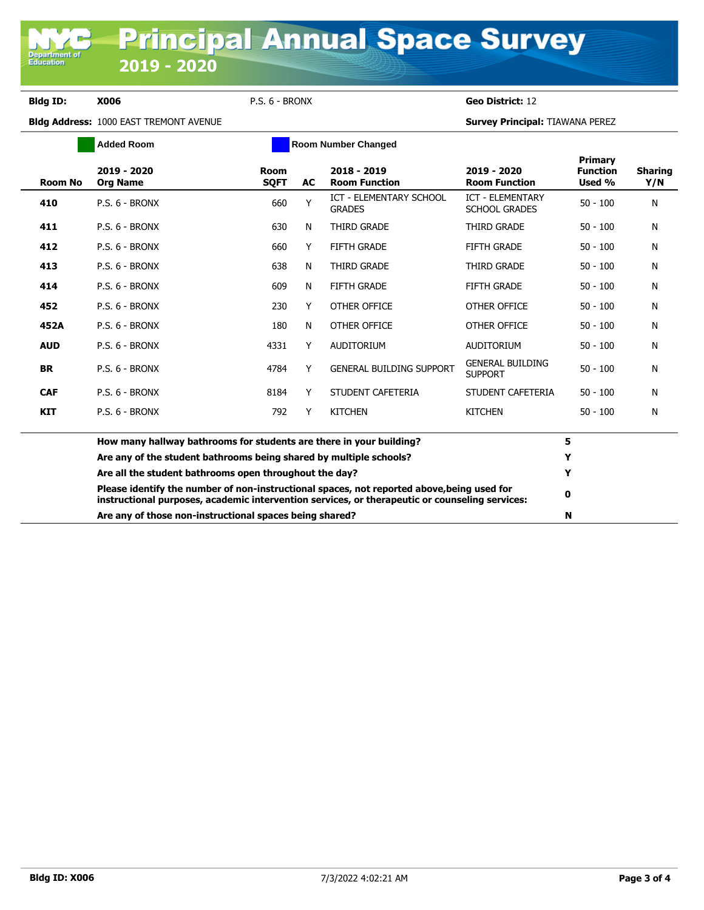# Principal Annual Space Survey 2019 - 2020

**Bldg ID:** X006 P.S. 6 - BRONX **Geo District:** 12

**Bldg Address:** 1000 EAST TREMONT AVENUE **Survey Principal:** TIAWANA PEREZ

Added Room | Room Number Changed

| Room No | 2019 - 2020 Org Name | Room SQFT | AC | 2018 - 2019 Room Function | 2019 - 2020 Room Function | Primary Function Used % | Sharing Y/N |
|---|---|---|---|---|---|---|---|
| **410** | P.S. 6 - BRONX | 660 | Y | ICT - ELEMENTARY SCHOOL GRADES | ICT - ELEMENTARY SCHOOL GRADES | 50 - 100 | N |
| **411** | P.S. 6 - BRONX | 630 | N | THIRD GRADE | THIRD GRADE | 50 - 100 | N |
| **412** | P.S. 6 - BRONX | 660 | Y | FIFTH GRADE | FIFTH GRADE | 50 - 100 | N |
| **413** | P.S. 6 - BRONX | 638 | N | THIRD GRADE | THIRD GRADE | 50 - 100 | N |
| **414** | P.S. 6 - BRONX | 609 | N | FIFTH GRADE | FIFTH GRADE | 50 - 100 | N |
| **452** | P.S. 6 - BRONX | 230 | Y | OTHER OFFICE | OTHER OFFICE | 50 - 100 | N |
| **452A** | P.S. 6 - BRONX | 180 | N | OTHER OFFICE | OTHER OFFICE | 50 - 100 | N |
| **AUD** | P.S. 6 - BRONX | 4331 | Y | AUDITORIUM | AUDITORIUM | 50 - 100 | N |
| **BR** | P.S. 6 - BRONX | 4784 | Y | GENERAL BUILDING SUPPORT | GENERAL BUILDING SUPPORT | 50 - 100 | N |
| **CAF** | P.S. 6 - BRONX | 8184 | Y | STUDENT CAFETERIA | STUDENT CAFETERIA | 50 - 100 | N |
| **KIT** | P.S. 6 - BRONX | 792 | Y | KITCHEN | KITCHEN | 50 - 100 | N |

| | |
|---|---|
| **How many hallway bathrooms for students are there in your building?** | **5** |
| **Are any of the student bathrooms being shared by multiple schools?** | **Y** |
| **Are all the student bathrooms open throughout the day?** | **Y** |
| **Please identify the number of non-instructional spaces, not reported above,being used for instructional purposes, academic intervention services, or therapeutic or counseling services:** | **0** |
| **Are any of those non-instructional spaces being shared?** | **N** |

**Bldg ID: X006** 7/3/2022 4:02:21 AM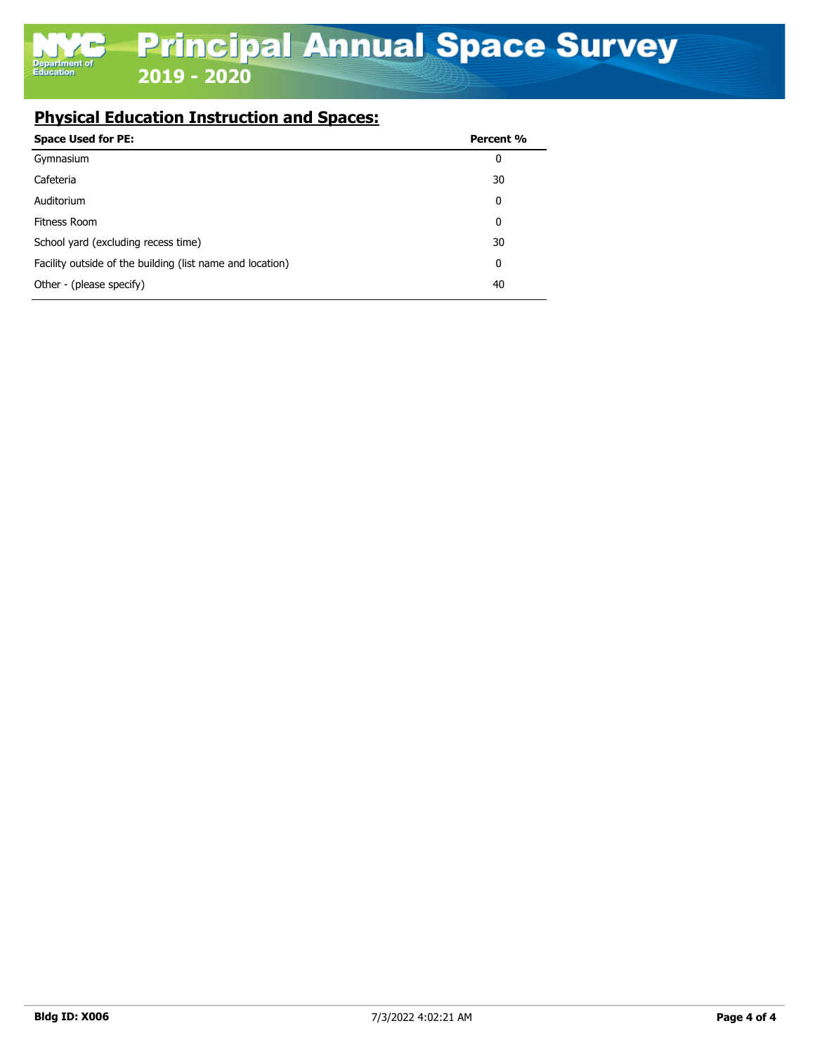## Physical Education Instruction and Spaces:

| Space Used for PE: | Percent % |
|---|---|
| Gymnasium | 0 |
| Cafeteria | 30 |
| Auditorium | 0 |
| Fitness Room | 0 |
| School yard (excluding recess time) | 30 |
| Facility outside of the building (list name and location) | 0 |
| Other - (please specify) | 40 |